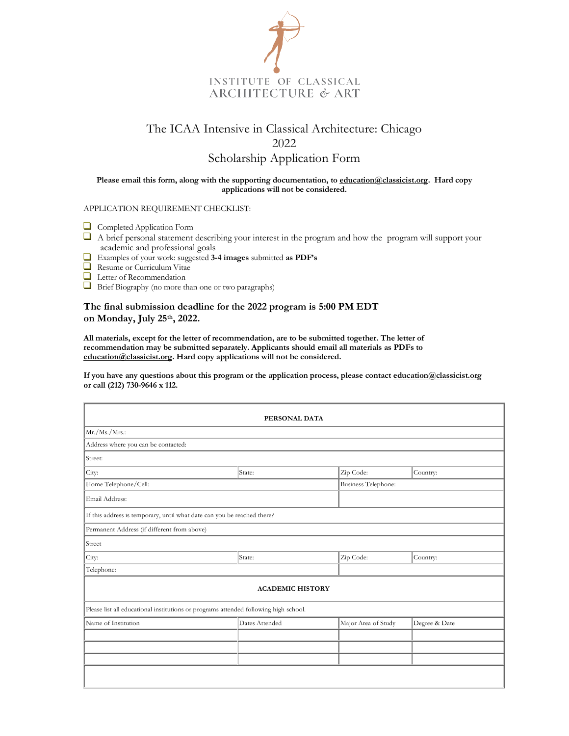INSTITUTE OF CLASSICAL
ARCHITECTURE & ART

# The ICAA Intensive in Classical Architecture: Chicago 2022 Scholarship Application Form

**Please email this form, along with the supporting documentation, to education@classicist.org. Hard copy applications will not be considered.**

APPLICATION REQUIREMENT CHECKLIST:

- ❑ Completed Application Form
- ❑ A brief personal statement describing your interest in the program and how the program will support your academic and professional goals
- ❑ Examples of your work: suggested **3-4 images** submitted **as PDF's**
- ❑ Resume or Curriculum Vitae
- ❑ Letter of Recommendation
- ❑ Brief Biography (no more than one or two paragraphs)

### The final submission deadline for the 2022 program is 5:00 PM EDT on Monday, July 25th, 2022.

**All materials, except for the letter of recommendation, are to be submitted together. The letter of recommendation may be submitted separately. Applicants should email all materials as PDFs to education@classicist.org. Hard copy applications will not be considered.**

**If you have any questions about this program or the application process, please contact education@classicist.org or call (212) 730-9646 x 112.**

| **PERSONAL DATA** | | | |
|---|---|---|---|
| Mr./Ms./Mrs.: | | | |
| Address where you can be contacted: | | | |
| Street: | | | |
| City: | State: | Zip Code: | Country: |
| Home Telephone/Cell: | | Business Telephone: | |
| Email Address: | | | |
| If this address is temporary, until what date can you be reached there? | | | |
| Permanent Address (if different from above) | | | |
| Street | | | |
| City: | State: | Zip Code: | Country: |
| Telephone: | | | |
| **ACADEMIC HISTORY** | | | |
| Please list all educational institutions or programs attended following high school. | | | |
| Name of Institution | Dates Attended | Major Area of Study | Degree & Date |
| | | | |
| | | | |
| | | | |
| | | | |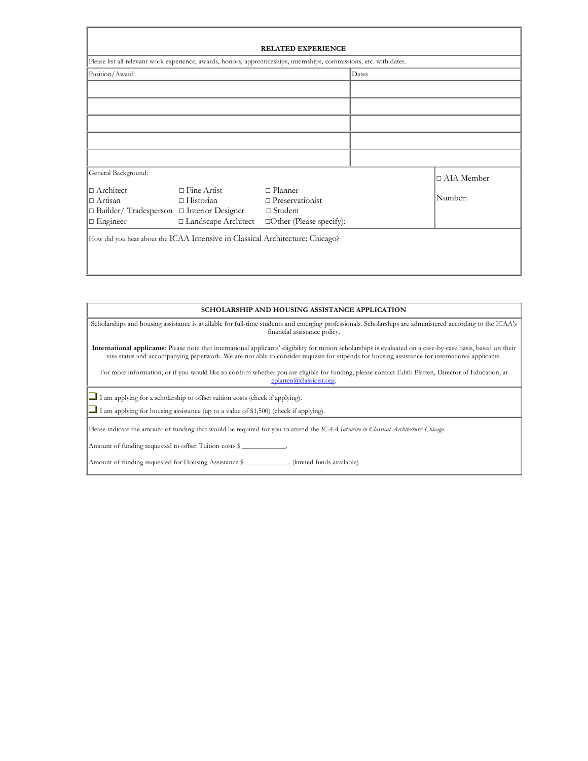## RELATED EXPERIENCE

Please list all relevant work experience, awards, honors, apprenticeships, internships, commissions, etc. with dates.

| Position/Award | Dates |
| --- | --- |
| | |
| | |
| | |
| | |
| | |

General Background:

| | | | |
| --- | --- | --- | --- |
| □ Architect | □ Fine Artist | □ Planner | □ AIA Member |
| □ Artisan | □ Historian | □ Preservationist | Number: |
| □ Builder/ Tradesperson | □ Interior Designer | □ Student | |
| □ Engineer | □ Landscape Architect | □Other (Please specify): | |

How did you hear about the ICAA Intensive in Classical Architecture: Chicago?

## SCHOLARSHIP AND HOUSING ASSISTANCE APPLICATION

Scholarships and housing assistance is available for full-time students and emerging professionals. Scholarships are administered according to the ICAA's financial assistance policy.

**International applicants**: Please note that international applicants' eligibility for tuition scholarships is evaluated on a case-by-case basis, based on their visa status and accompanying paperwork. We are not able to consider requests for stipends for housing assistance for international applicants.

For more information, or if you would like to confirm whether you are eligible for funding, please contact Edith Platten, Director of Education, at eplatten@classicist.org.

□ I am applying for a scholarship to offset tuition costs (check if applying).

□ I am applying for housing assistance (up to a value of $1,500) (check if applying).

Please indicate the amount of funding that would be required for you to attend the *ICAA Intensive in Classical Architecture: Chicago*.

Amount of funding requested to offset Tuition costs $ ____________.

Amount of funding requested for Housing Assistance $ ____________. (limited funds available)